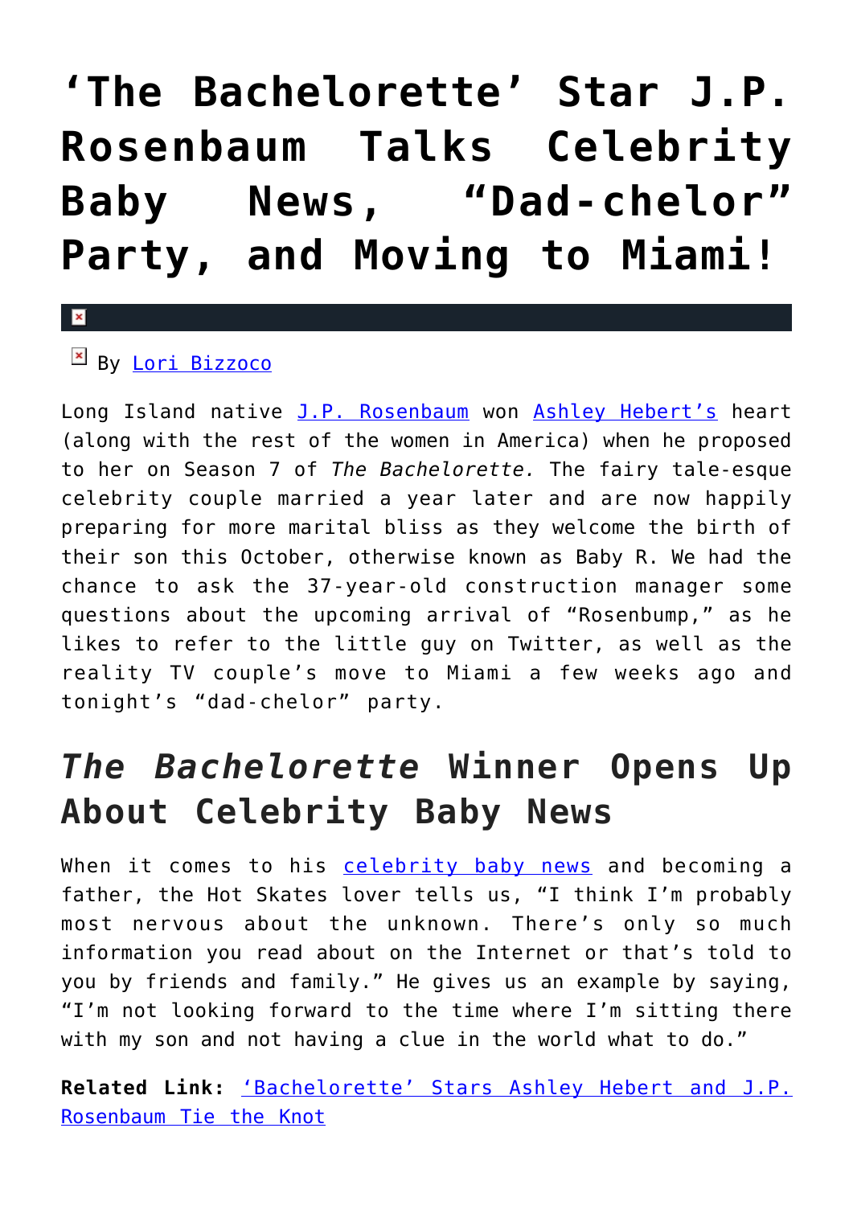# ‘The Bachelorette’ Star J.P. Rosenbaum Talks Celebrity Baby News, “Dad-chelor” Party, and Moving to Miami!

By [Lori Bizzoco]

Long Island native [J.P. Rosenbaum] won [Ashley Hebert’s] heart (along with the rest of the women in America) when he proposed to her on Season 7 of *The Bachelorette.* The fairy tale-esque celebrity couple married a year later and are now happily preparing for more marital bliss as they welcome the birth of their son this October, otherwise known as Baby R. We had the chance to ask the 37-year-old construction manager some questions about the upcoming arrival of “Rosenbump,” as he likes to refer to the little guy on Twitter, as well as the reality TV couple’s move to Miami a few weeks ago and tonight’s “dad-chelor” party.

## *The Bachelorette* Winner Opens Up About Celebrity Baby News

When it comes to his [celebrity baby news] and becoming a father, the Hot Skates lover tells us, “I think I’m probably most nervous about the unknown. There’s only so much information you read about on the Internet or that’s told to you by friends and family.” He gives us an example by saying, “I’m not looking forward to the time where I’m sitting there with my son and not having a clue in the world what to do.”

**Related Link:** [‘Bachelorette’ Stars Ashley Hebert and J.P. Rosenbaum Tie the Knot]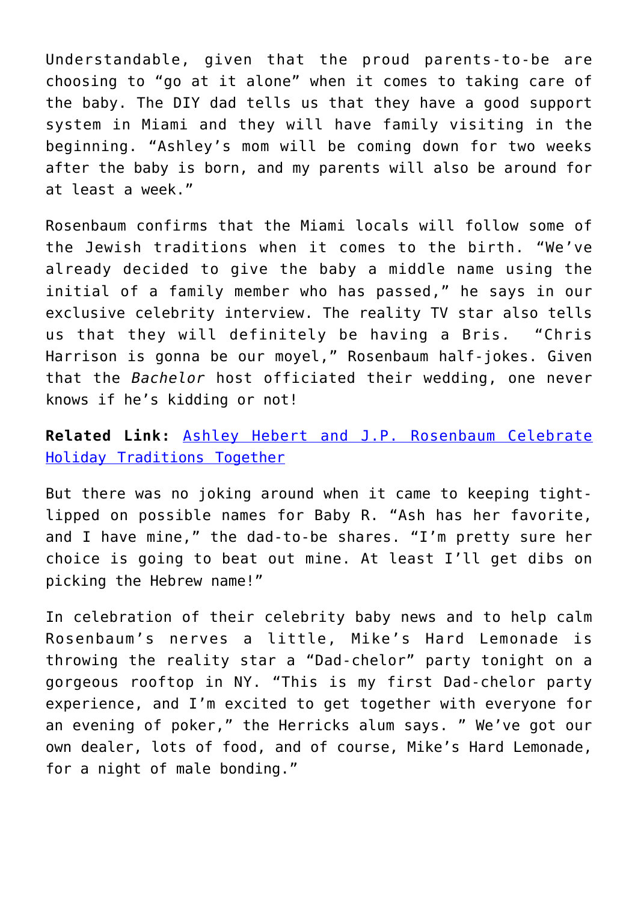Understandable, given that the proud parents-to-be are choosing to "go at it alone" when it comes to taking care of the baby. The DIY dad tells us that they have a good support system in Miami and they will have family visiting in the beginning. "Ashley's mom will be coming down for two weeks after the baby is born, and my parents will also be around for at least a week."

Rosenbaum confirms that the Miami locals will follow some of the Jewish traditions when it comes to the birth. "We've already decided to give the baby a middle name using the initial of a family member who has passed," he says in our exclusive celebrity interview. The reality TV star also tells us that they will definitely be having a Bris. "Chris Harrison is gonna be our moyel," Rosenbaum half-jokes. Given that the *Bachelor* host officiated their wedding, one never knows if he's kidding or not!

**Related Link:** [Ashley Hebert and J.P. Rosenbaum Celebrate Holiday Traditions Together]()

But there was no joking around when it came to keeping tight-lipped on possible names for Baby R. "Ash has her favorite, and I have mine," the dad-to-be shares. "I'm pretty sure her choice is going to beat out mine. At least I'll get dibs on picking the Hebrew name!"

In celebration of their celebrity baby news and to help calm Rosenbaum's nerves a little, Mike's Hard Lemonade is throwing the reality star a "Dad-chelor" party tonight on a gorgeous rooftop in NY. "This is my first Dad-chelor party experience, and I'm excited to get together with everyone for an evening of poker," the Herricks alum says. " We've got our own dealer, lots of food, and of course, Mike's Hard Lemonade, for a night of male bonding."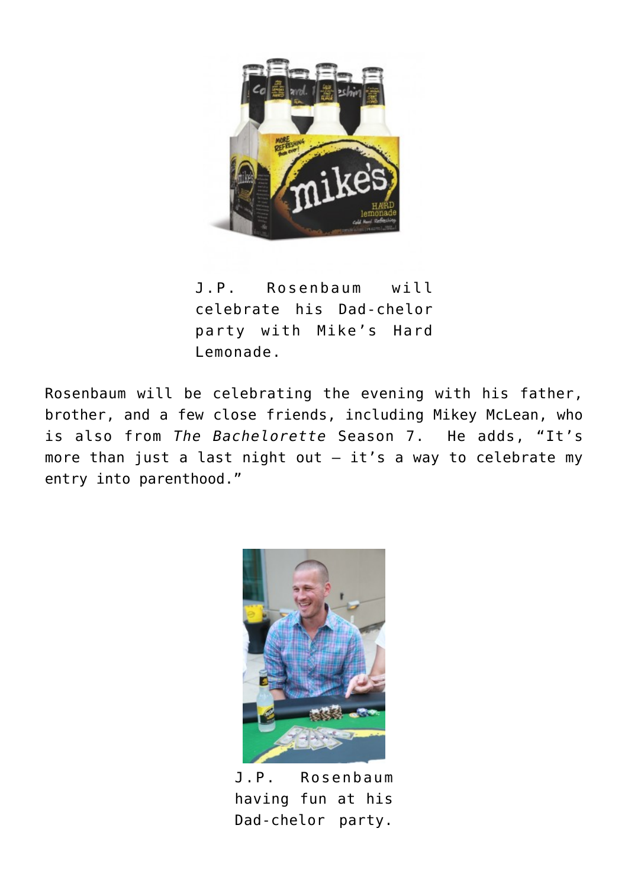J.P. Rosenbaum will celebrate his Dad-chelor party with Mike's Hard Lemonade.

Rosenbaum will be celebrating the evening with his father, brother, and a few close friends, including Mikey McLean, who is also from *The Bachelorette* Season 7. He adds, "It's more than just a last night out – it's a way to celebrate my entry into parenthood."

J.P. Rosenbaum having fun at his Dad-chelor party.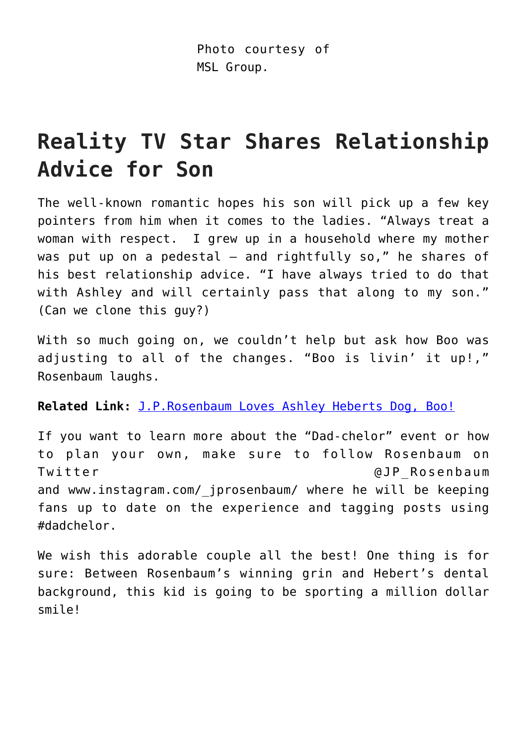Photo courtesy of MSL Group.

## Reality TV Star Shares Relationship Advice for Son

The well-known romantic hopes his son will pick up a few key pointers from him when it comes to the ladies. "Always treat a woman with respect. I grew up in a household where my mother was put up on a pedestal – and rightfully so," he shares of his best relationship advice. "I have always tried to do that with Ashley and will certainly pass that along to my son." (Can we clone this guy?)

With so much going on, we couldn't help but ask how Boo was adjusting to all of the changes. "Boo is livin' it up!," Rosenbaum laughs.

**Related Link:** J.P.Rosenbaum Loves Ashley Heberts Dog, Boo!

If you want to learn more about the "Dad-chelor" event or how to plan your own, make sure to follow Rosenbaum on Twitter @JP_Rosenbaum and www.instagram.com/_jprosenbaum/ where he will be keeping fans up to date on the experience and tagging posts using #dadchelor.

We wish this adorable couple all the best! One thing is for sure: Between Rosenbaum's winning grin and Hebert's dental background, this kid is going to be sporting a million dollar smile!